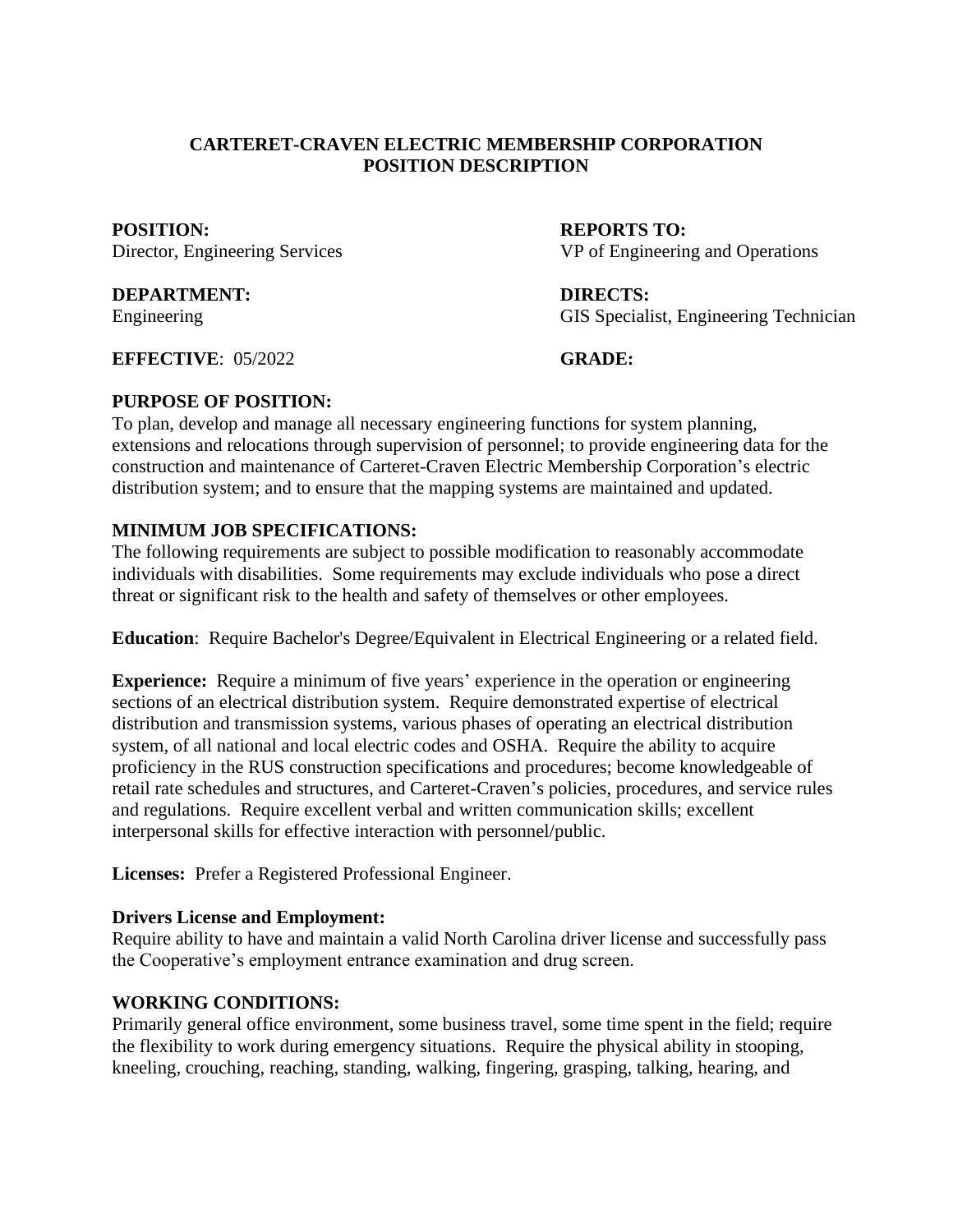**CARTERET-CRAVEN ELECTRIC MEMBERSHIP CORPORATION**
**POSITION DESCRIPTION**

**POSITION:**
Director, Engineering Services

**REPORTS TO:**
VP of Engineering and Operations

**DEPARTMENT:**
Engineering

**DIRECTS:**
GIS Specialist, Engineering Technician

**EFFECTIVE**: 05/2022

**GRADE:**

**PURPOSE OF POSITION:**
To plan, develop and manage all necessary engineering functions for system planning, extensions and relocations through supervision of personnel; to provide engineering data for the construction and maintenance of Carteret-Craven Electric Membership Corporation's electric distribution system; and to ensure that the mapping systems are maintained and updated.

**MINIMUM JOB SPECIFICATIONS:**
The following requirements are subject to possible modification to reasonably accommodate individuals with disabilities. Some requirements may exclude individuals who pose a direct threat or significant risk to the health and safety of themselves or other employees.

**Education**: Require Bachelor's Degree/Equivalent in Electrical Engineering or a related field.

**Experience:** Require a minimum of five years' experience in the operation or engineering sections of an electrical distribution system. Require demonstrated expertise of electrical distribution and transmission systems, various phases of operating an electrical distribution system, of all national and local electric codes and OSHA. Require the ability to acquire proficiency in the RUS construction specifications and procedures; become knowledgeable of retail rate schedules and structures, and Carteret-Craven's policies, procedures, and service rules and regulations. Require excellent verbal and written communication skills; excellent interpersonal skills for effective interaction with personnel/public.

**Licenses:** Prefer a Registered Professional Engineer.

**Drivers License and Employment:**
Require ability to have and maintain a valid North Carolina driver license and successfully pass the Cooperative's employment entrance examination and drug screen.

**WORKING CONDITIONS:**
Primarily general office environment, some business travel, some time spent in the field; require the flexibility to work during emergency situations. Require the physical ability in stooping, kneeling, crouching, reaching, standing, walking, fingering, grasping, talking, hearing, and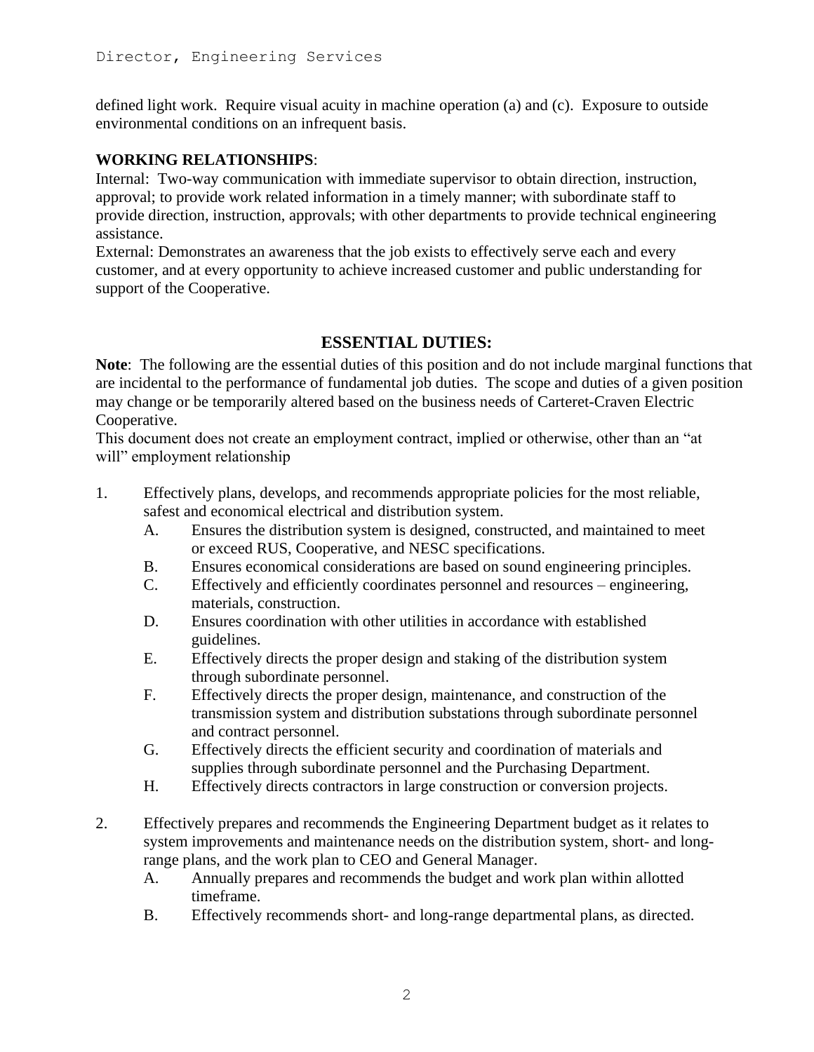defined light work. Require visual acuity in machine operation (a) and (c). Exposure to outside environmental conditions on an infrequent basis.

**WORKING RELATIONSHIPS**:
Internal: Two-way communication with immediate supervisor to obtain direction, instruction, approval; to provide work related information in a timely manner; with subordinate staff to provide direction, instruction, approvals; with other departments to provide technical engineering assistance.
External: Demonstrates an awareness that the job exists to effectively serve each and every customer, and at every opportunity to achieve increased customer and public understanding for support of the Cooperative.

## ESSENTIAL DUTIES:

**Note**: The following are the essential duties of this position and do not include marginal functions that are incidental to the performance of fundamental job duties. The scope and duties of a given position may change or be temporarily altered based on the business needs of Carteret-Craven Electric Cooperative.
This document does not create an employment contract, implied or otherwise, other than an "at will" employment relationship

1. Effectively plans, develops, and recommends appropriate policies for the most reliable, safest and economical electrical and distribution system.
   - A. Ensures the distribution system is designed, constructed, and maintained to meet or exceed RUS, Cooperative, and NESC specifications.
   - B. Ensures economical considerations are based on sound engineering principles.
   - C. Effectively and efficiently coordinates personnel and resources – engineering, materials, construction.
   - D. Ensures coordination with other utilities in accordance with established guidelines.
   - E. Effectively directs the proper design and staking of the distribution system through subordinate personnel.
   - F. Effectively directs the proper design, maintenance, and construction of the transmission system and distribution substations through subordinate personnel and contract personnel.
   - G. Effectively directs the efficient security and coordination of materials and supplies through subordinate personnel and the Purchasing Department.
   - H. Effectively directs contractors in large construction or conversion projects.

2. Effectively prepares and recommends the Engineering Department budget as it relates to system improvements and maintenance needs on the distribution system, short- and long-range plans, and the work plan to CEO and General Manager.
   - A. Annually prepares and recommends the budget and work plan within allotted timeframe.
   - B. Effectively recommends short- and long-range departmental plans, as directed.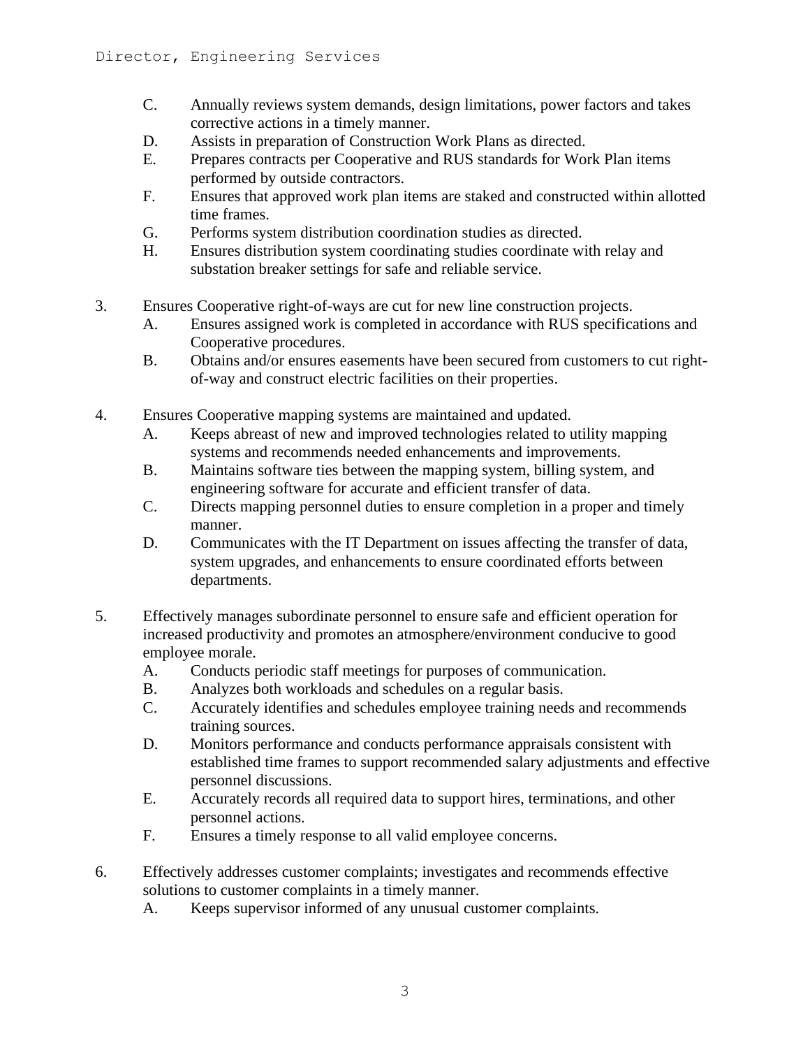C. Annually reviews system demands, design limitations, power factors and takes corrective actions in a timely manner.
D. Assists in preparation of Construction Work Plans as directed.
E. Prepares contracts per Cooperative and RUS standards for Work Plan items performed by outside contractors.
F. Ensures that approved work plan items are staked and constructed within allotted time frames.
G. Performs system distribution coordination studies as directed.
H. Ensures distribution system coordinating studies coordinate with relay and substation breaker settings for safe and reliable service.

3. Ensures Cooperative right-of-ways are cut for new line construction projects.
   A. Ensures assigned work is completed in accordance with RUS specifications and Cooperative procedures.
   B. Obtains and/or ensures easements have been secured from customers to cut right-of-way and construct electric facilities on their properties.

4. Ensures Cooperative mapping systems are maintained and updated.
   A. Keeps abreast of new and improved technologies related to utility mapping systems and recommends needed enhancements and improvements.
   B. Maintains software ties between the mapping system, billing system, and engineering software for accurate and efficient transfer of data.
   C. Directs mapping personnel duties to ensure completion in a proper and timely manner.
   D. Communicates with the IT Department on issues affecting the transfer of data, system upgrades, and enhancements to ensure coordinated efforts between departments.

5. Effectively manages subordinate personnel to ensure safe and efficient operation for increased productivity and promotes an atmosphere/environment conducive to good employee morale.
   A. Conducts periodic staff meetings for purposes of communication.
   B. Analyzes both workloads and schedules on a regular basis.
   C. Accurately identifies and schedules employee training needs and recommends training sources.
   D. Monitors performance and conducts performance appraisals consistent with established time frames to support recommended salary adjustments and effective personnel discussions.
   E. Accurately records all required data to support hires, terminations, and other personnel actions.
   F. Ensures a timely response to all valid employee concerns.

6. Effectively addresses customer complaints; investigates and recommends effective solutions to customer complaints in a timely manner.
   A. Keeps supervisor informed of any unusual customer complaints.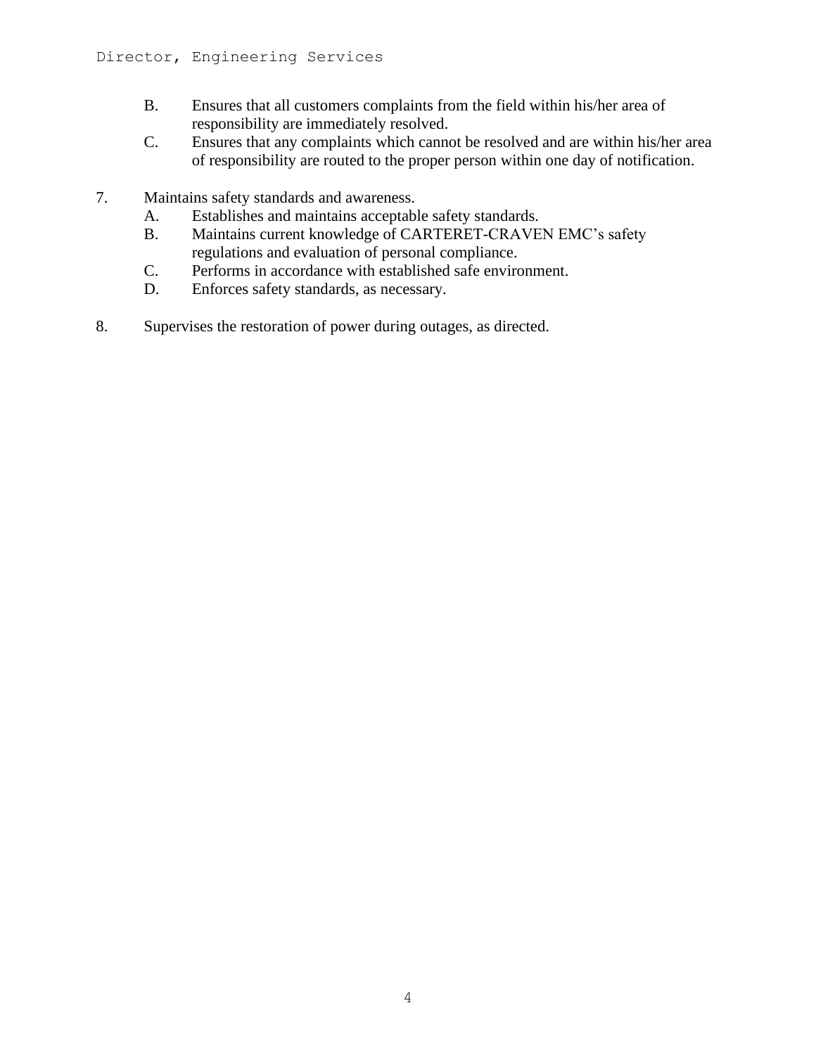B. Ensures that all customers complaints from the field within his/her area of responsibility are immediately resolved.
   C. Ensures that any complaints which cannot be resolved and are within his/her area of responsibility are routed to the proper person within one day of notification.

7. Maintains safety standards and awareness.
   A. Establishes and maintains acceptable safety standards.
   B. Maintains current knowledge of CARTERET-CRAVEN EMC's safety regulations and evaluation of personal compliance.
   C. Performs in accordance with established safe environment.
   D. Enforces safety standards, as necessary.

8. Supervises the restoration of power during outages, as directed.